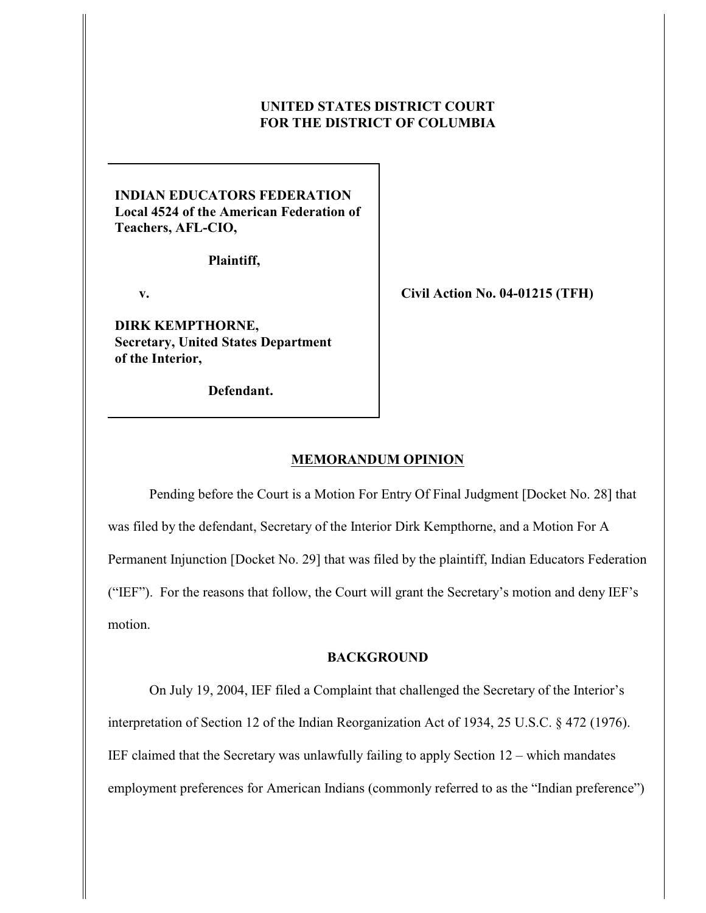**UNITED STATES DISTRICT COURT**
**FOR THE DISTRICT OF COLUMBIA**

**INDIAN EDUCATORS FEDERATION**
**Local 4524 of the American Federation of Teachers, AFL-CIO,**

**Plaintiff,**

**v.**

**DIRK KEMPTHORNE,**
**Secretary, United States Department of the Interior,**

**Defendant.**

**Civil Action No. 04-01215 (TFH)**

## MEMORANDUM OPINION

Pending before the Court is a Motion For Entry Of Final Judgment [Docket No. 28] that was filed by the defendant, Secretary of the Interior Dirk Kempthorne, and a Motion For A Permanent Injunction [Docket No. 29] that was filed by the plaintiff, Indian Educators Federation ("IEF"). For the reasons that follow, the Court will grant the Secretary's motion and deny IEF's motion.

### BACKGROUND

On July 19, 2004, IEF filed a Complaint that challenged the Secretary of the Interior's interpretation of Section 12 of the Indian Reorganization Act of 1934, 25 U.S.C. § 472 (1976). IEF claimed that the Secretary was unlawfully failing to apply Section 12 – which mandates employment preferences for American Indians (commonly referred to as the "Indian preference")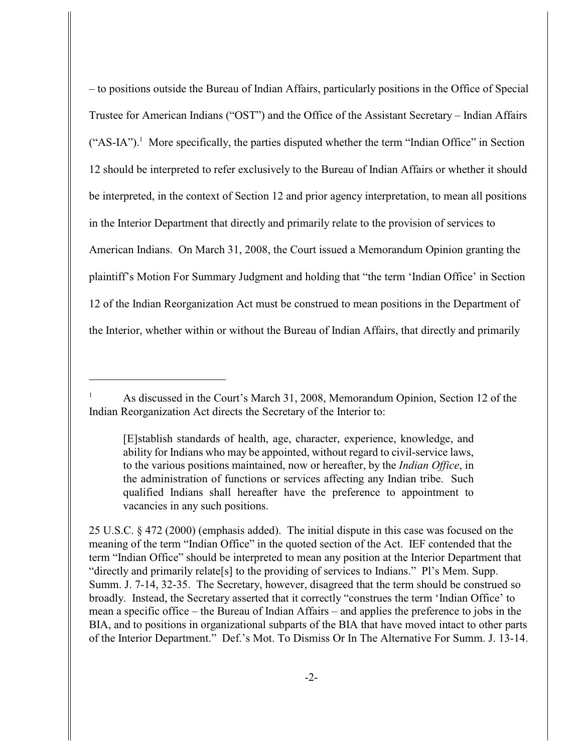– to positions outside the Bureau of Indian Affairs, particularly positions in the Office of Special Trustee for American Indians ("OST") and the Office of the Assistant Secretary – Indian Affairs ("AS-IA").[1] More specifically, the parties disputed whether the term "Indian Office" in Section 12 should be interpreted to refer exclusively to the Bureau of Indian Affairs or whether it should be interpreted, in the context of Section 12 and prior agency interpretation, to mean all positions in the Interior Department that directly and primarily relate to the provision of services to American Indians. On March 31, 2008, the Court issued a Memorandum Opinion granting the plaintiff's Motion For Summary Judgment and holding that "the term 'Indian Office' in Section 12 of the Indian Reorganization Act must be construed to mean positions in the Department of the Interior, whether within or without the Bureau of Indian Affairs, that directly and primarily

---

[1] As discussed in the Court's March 31, 2008, Memorandum Opinion, Section 12 of the Indian Reorganization Act directs the Secretary of the Interior to:

> [E]stablish standards of health, age, character, experience, knowledge, and ability for Indians who may be appointed, without regard to civil-service laws, to the various positions maintained, now or hereafter, by the *Indian Office*, in the administration of functions or services affecting any Indian tribe. Such qualified Indians shall hereafter have the preference to appointment to vacancies in any such positions.

25 U.S.C. § 472 (2000) (emphasis added). The initial dispute in this case was focused on the meaning of the term "Indian Office" in the quoted section of the Act. IEF contended that the term "Indian Office" should be interpreted to mean any position at the Interior Department that "directly and primarily relate[s] to the providing of services to Indians." Pl's Mem. Supp. Summ. J. 7-14, 32-35. The Secretary, however, disagreed that the term should be construed so broadly. Instead, the Secretary asserted that it correctly "construes the term 'Indian Office' to mean a specific office – the Bureau of Indian Affairs – and applies the preference to jobs in the BIA, and to positions in organizational subparts of the BIA that have moved intact to other parts of the Interior Department." Def.'s Mot. To Dismiss Or In The Alternative For Summ. J. 13-14.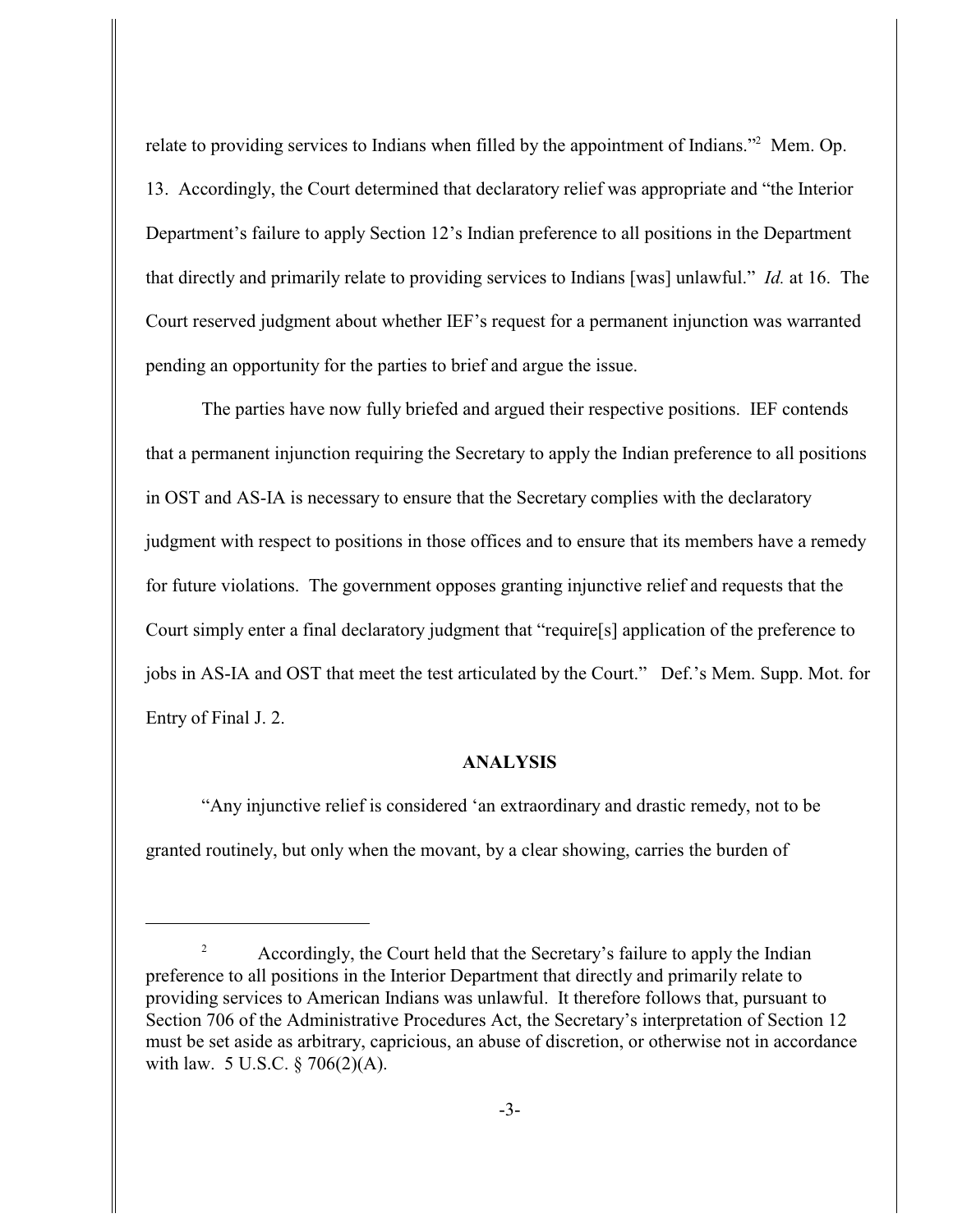relate to providing services to Indians when filled by the appointment of Indians."[2] Mem. Op. 13. Accordingly, the Court determined that declaratory relief was appropriate and "the Interior Department's failure to apply Section 12's Indian preference to all positions in the Department that directly and primarily relate to providing services to Indians [was] unlawful." *Id.* at 16. The Court reserved judgment about whether IEF's request for a permanent injunction was warranted pending an opportunity for the parties to brief and argue the issue.

The parties have now fully briefed and argued their respective positions. IEF contends that a permanent injunction requiring the Secretary to apply the Indian preference to all positions in OST and AS-IA is necessary to ensure that the Secretary complies with the declaratory judgment with respect to positions in those offices and to ensure that its members have a remedy for future violations. The government opposes granting injunctive relief and requests that the Court simply enter a final declaratory judgment that "require[s] application of the preference to jobs in AS-IA and OST that meet the test articulated by the Court." Def.'s Mem. Supp. Mot. for Entry of Final J. 2.

## ANALYSIS

"Any injunctive relief is considered 'an extraordinary and drastic remedy, not to be granted routinely, but only when the movant, by a clear showing, carries the burden of

---

[2] Accordingly, the Court held that the Secretary's failure to apply the Indian preference to all positions in the Interior Department that directly and primarily relate to providing services to American Indians was unlawful. It therefore follows that, pursuant to Section 706 of the Administrative Procedures Act, the Secretary's interpretation of Section 12 must be set aside as arbitrary, capricious, an abuse of discretion, or otherwise not in accordance with law. 5 U.S.C. § 706(2)(A).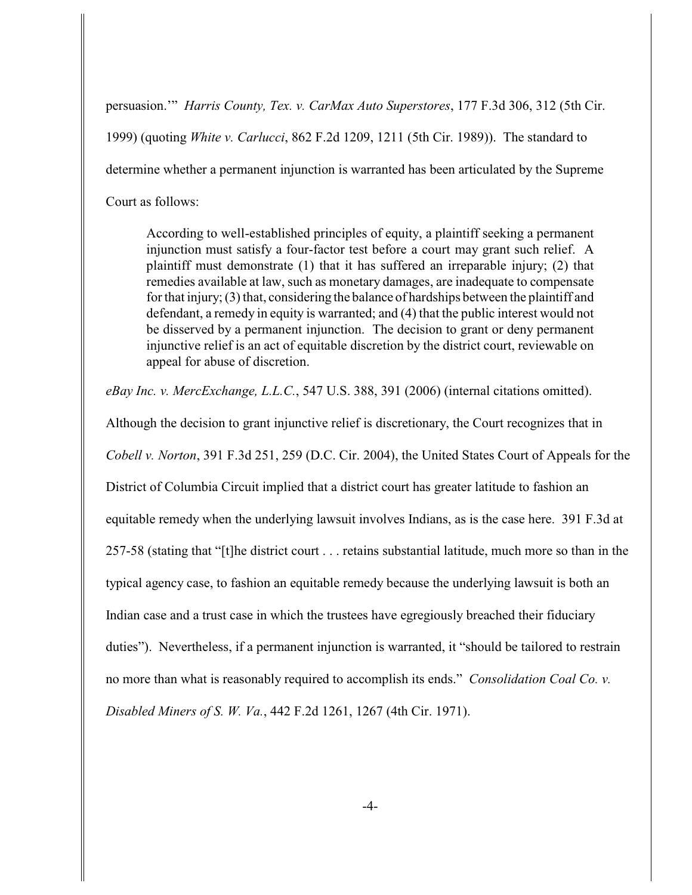persuasion.'" *Harris County, Tex. v. CarMax Auto Superstores*, 177 F.3d 306, 312 (5th Cir. 1999) (quoting *White v. Carlucci*, 862 F.2d 1209, 1211 (5th Cir. 1989)). The standard to determine whether a permanent injunction is warranted has been articulated by the Supreme Court as follows:

> According to well-established principles of equity, a plaintiff seeking a permanent injunction must satisfy a four-factor test before a court may grant such relief. A plaintiff must demonstrate (1) that it has suffered an irreparable injury; (2) that remedies available at law, such as monetary damages, are inadequate to compensate for that injury; (3) that, considering the balance of hardships between the plaintiff and defendant, a remedy in equity is warranted; and (4) that the public interest would not be disserved by a permanent injunction. The decision to grant or deny permanent injunctive relief is an act of equitable discretion by the district court, reviewable on appeal for abuse of discretion.

*eBay Inc. v. MercExchange, L.L.C.*, 547 U.S. 388, 391 (2006) (internal citations omitted). Although the decision to grant injunctive relief is discretionary, the Court recognizes that in *Cobell v. Norton*, 391 F.3d 251, 259 (D.C. Cir. 2004), the United States Court of Appeals for the District of Columbia Circuit implied that a district court has greater latitude to fashion an equitable remedy when the underlying lawsuit involves Indians, as is the case here. 391 F.3d at 257-58 (stating that "[t]he district court . . . retains substantial latitude, much more so than in the typical agency case, to fashion an equitable remedy because the underlying lawsuit is both an Indian case and a trust case in which the trustees have egregiously breached their fiduciary duties"). Nevertheless, if a permanent injunction is warranted, it "should be tailored to restrain no more than what is reasonably required to accomplish its ends." *Consolidation Coal Co. v. Disabled Miners of S. W. Va.*, 442 F.2d 1261, 1267 (4th Cir. 1971).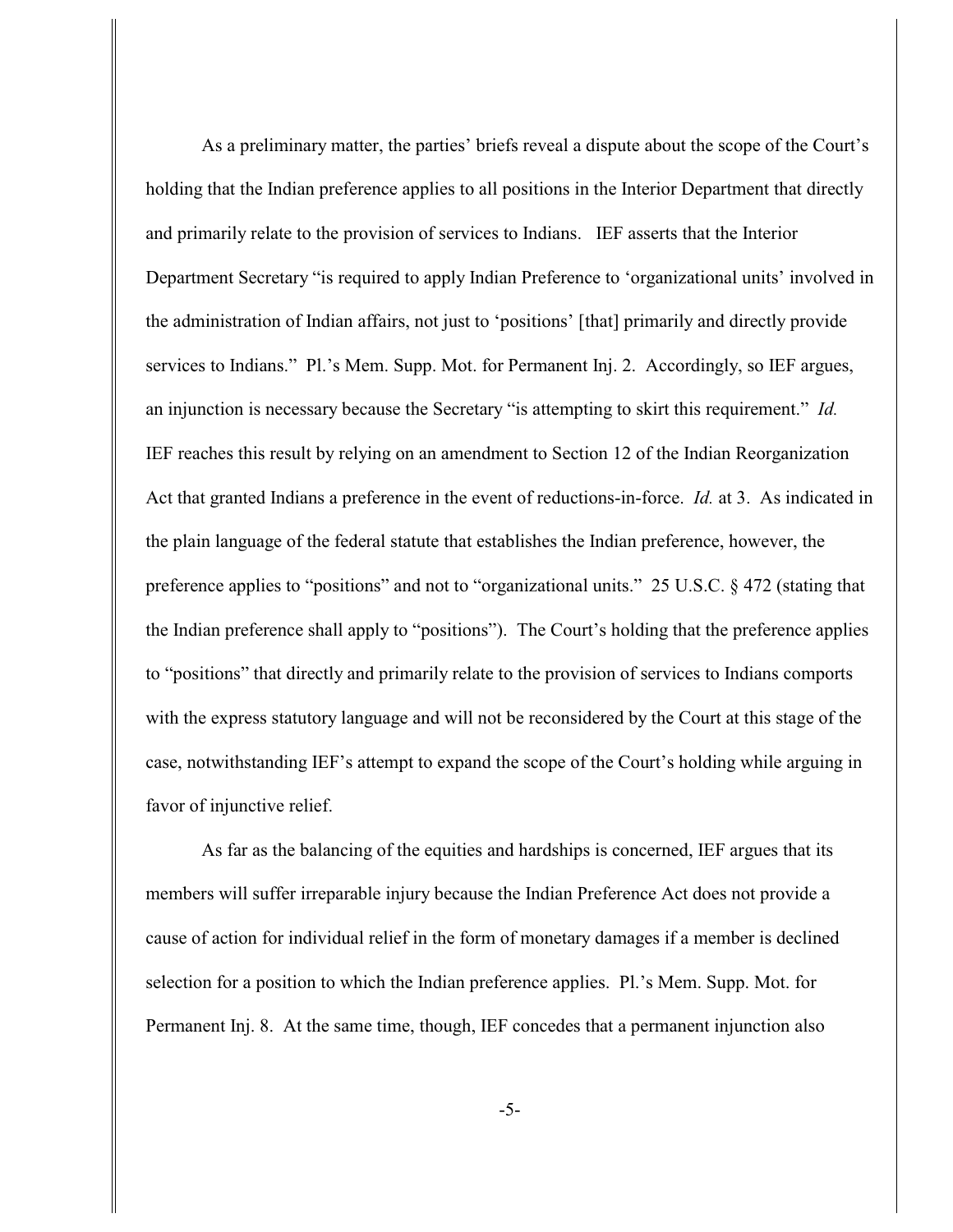As a preliminary matter, the parties' briefs reveal a dispute about the scope of the Court's holding that the Indian preference applies to all positions in the Interior Department that directly and primarily relate to the provision of services to Indians. IEF asserts that the Interior Department Secretary "is required to apply Indian Preference to 'organizational units' involved in the administration of Indian affairs, not just to 'positions' [that] primarily and directly provide services to Indians." Pl.'s Mem. Supp. Mot. for Permanent Inj. 2. Accordingly, so IEF argues, an injunction is necessary because the Secretary "is attempting to skirt this requirement." *Id.* IEF reaches this result by relying on an amendment to Section 12 of the Indian Reorganization Act that granted Indians a preference in the event of reductions-in-force. *Id.* at 3. As indicated in the plain language of the federal statute that establishes the Indian preference, however, the preference applies to "positions" and not to "organizational units." 25 U.S.C. § 472 (stating that the Indian preference shall apply to "positions"). The Court's holding that the preference applies to "positions" that directly and primarily relate to the provision of services to Indians comports with the express statutory language and will not be reconsidered by the Court at this stage of the case, notwithstanding IEF's attempt to expand the scope of the Court's holding while arguing in favor of injunctive relief.

As far as the balancing of the equities and hardships is concerned, IEF argues that its members will suffer irreparable injury because the Indian Preference Act does not provide a cause of action for individual relief in the form of monetary damages if a member is declined selection for a position to which the Indian preference applies. Pl.'s Mem. Supp. Mot. for Permanent Inj. 8. At the same time, though, IEF concedes that a permanent injunction also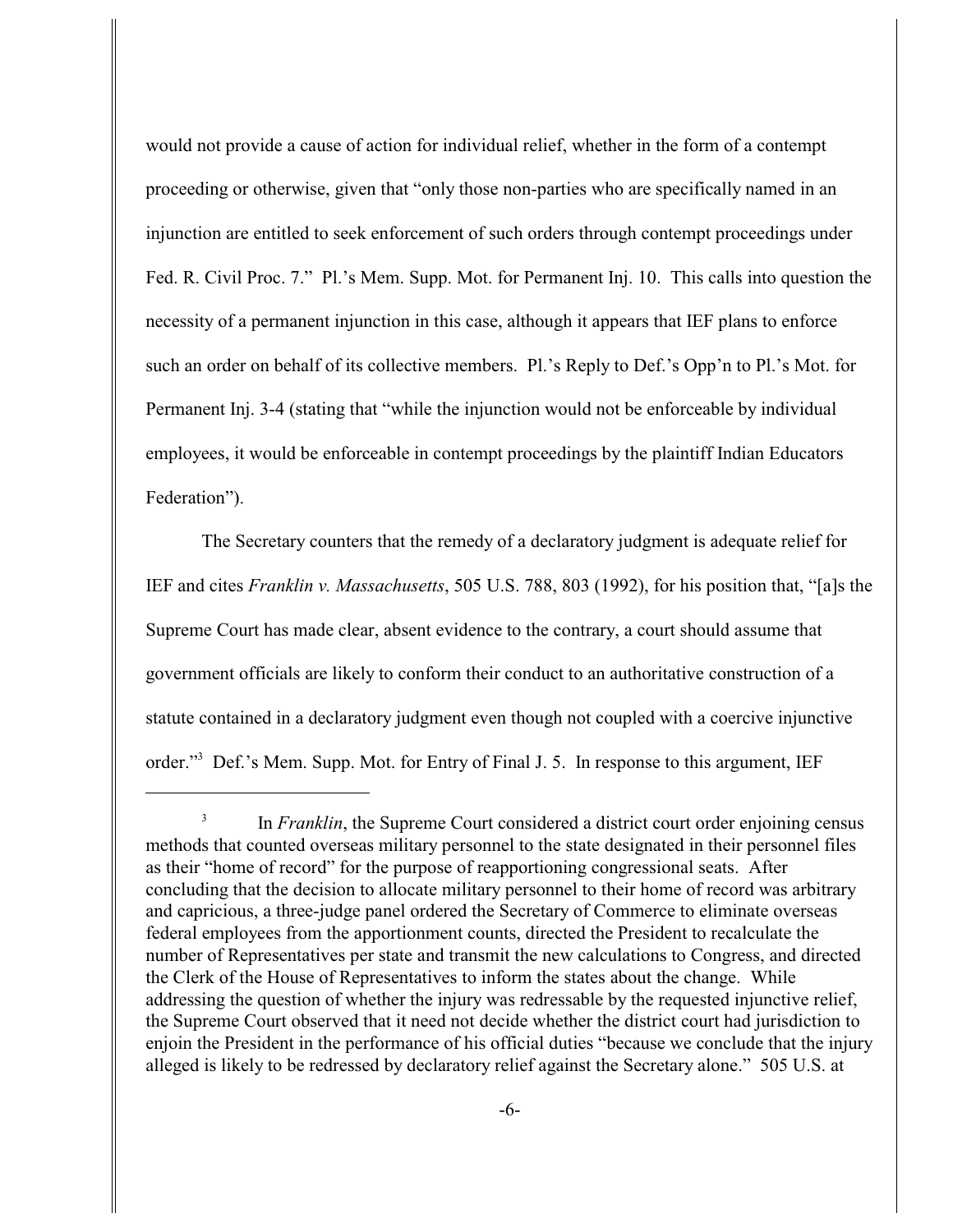would not provide a cause of action for individual relief, whether in the form of a contempt proceeding or otherwise, given that "only those non-parties who are specifically named in an injunction are entitled to seek enforcement of such orders through contempt proceedings under Fed. R. Civil Proc. 7." Pl.'s Mem. Supp. Mot. for Permanent Inj. 10. This calls into question the necessity of a permanent injunction in this case, although it appears that IEF plans to enforce such an order on behalf of its collective members. Pl.'s Reply to Def.'s Opp'n to Pl.'s Mot. for Permanent Inj. 3-4 (stating that "while the injunction would not be enforceable by individual employees, it would be enforceable in contempt proceedings by the plaintiff Indian Educators Federation").

The Secretary counters that the remedy of a declaratory judgment is adequate relief for IEF and cites *Franklin v. Massachusetts*, 505 U.S. 788, 803 (1992), for his position that, "[a]s the Supreme Court has made clear, absent evidence to the contrary, a court should assume that government officials are likely to conform their conduct to an authoritative construction of a statute contained in a declaratory judgment even though not coupled with a coercive injunctive order."[3] Def.'s Mem. Supp. Mot. for Entry of Final J. 5. In response to this argument, IEF

[3] In *Franklin*, the Supreme Court considered a district court order enjoining census methods that counted overseas military personnel to the state designated in their personnel files as their "home of record" for the purpose of reapportioning congressional seats. After concluding that the decision to allocate military personnel to their home of record was arbitrary and capricious, a three-judge panel ordered the Secretary of Commerce to eliminate overseas federal employees from the apportionment counts, directed the President to recalculate the number of Representatives per state and transmit the new calculations to Congress, and directed the Clerk of the House of Representatives to inform the states about the change. While addressing the question of whether the injury was redressable by the requested injunctive relief, the Supreme Court observed that it need not decide whether the district court had jurisdiction to enjoin the President in the performance of his official duties "because we conclude that the injury alleged is likely to be redressed by declaratory relief against the Secretary alone." 505 U.S. at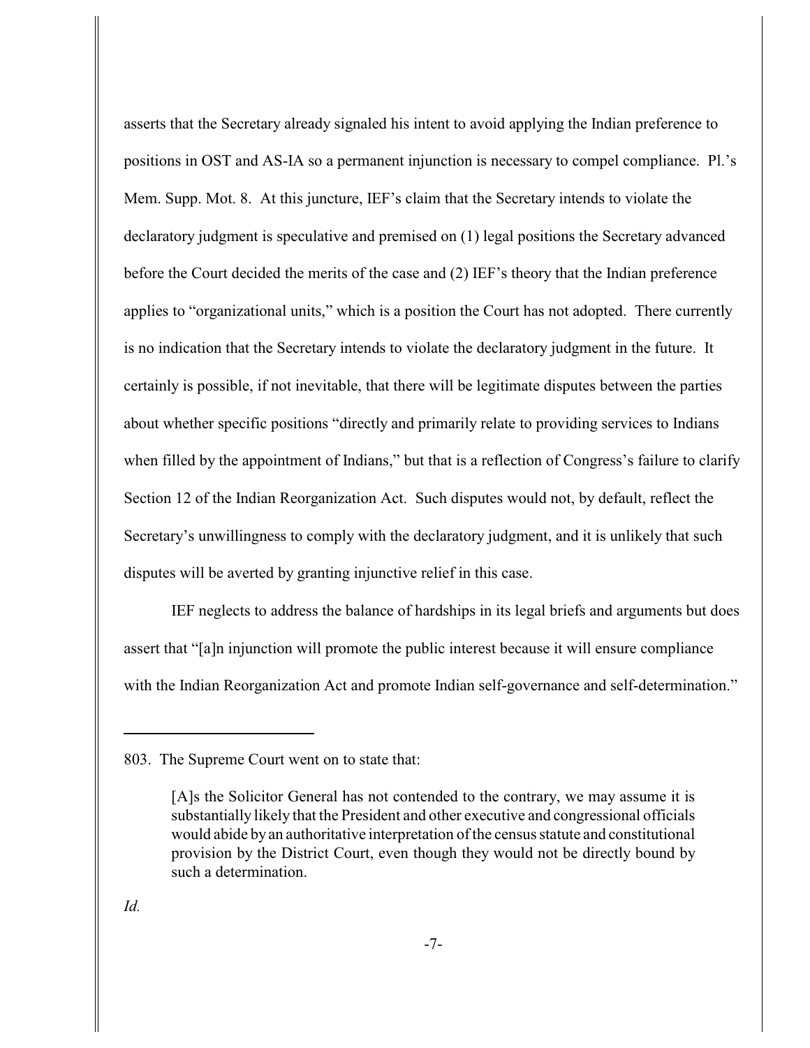asserts that the Secretary already signaled his intent to avoid applying the Indian preference to positions in OST and AS-IA so a permanent injunction is necessary to compel compliance. Pl.'s Mem. Supp. Mot. 8. At this juncture, IEF's claim that the Secretary intends to violate the declaratory judgment is speculative and premised on (1) legal positions the Secretary advanced before the Court decided the merits of the case and (2) IEF's theory that the Indian preference applies to "organizational units," which is a position the Court has not adopted. There currently is no indication that the Secretary intends to violate the declaratory judgment in the future. It certainly is possible, if not inevitable, that there will be legitimate disputes between the parties about whether specific positions "directly and primarily relate to providing services to Indians when filled by the appointment of Indians," but that is a reflection of Congress's failure to clarify Section 12 of the Indian Reorganization Act. Such disputes would not, by default, reflect the Secretary's unwillingness to comply with the declaratory judgment, and it is unlikely that such disputes will be averted by granting injunctive relief in this case.

IEF neglects to address the balance of hardships in its legal briefs and arguments but does assert that "[a]n injunction will promote the public interest because it will ensure compliance with the Indian Reorganization Act and promote Indian self-governance and self-determination."

---

803. The Supreme Court went on to state that:

> [A]s the Solicitor General has not contended to the contrary, we may assume it is substantially likely that the President and other executive and congressional officials would abide by an authoritative interpretation of the census statute and constitutional provision by the District Court, even though they would not be directly bound by such a determination.

*Id.*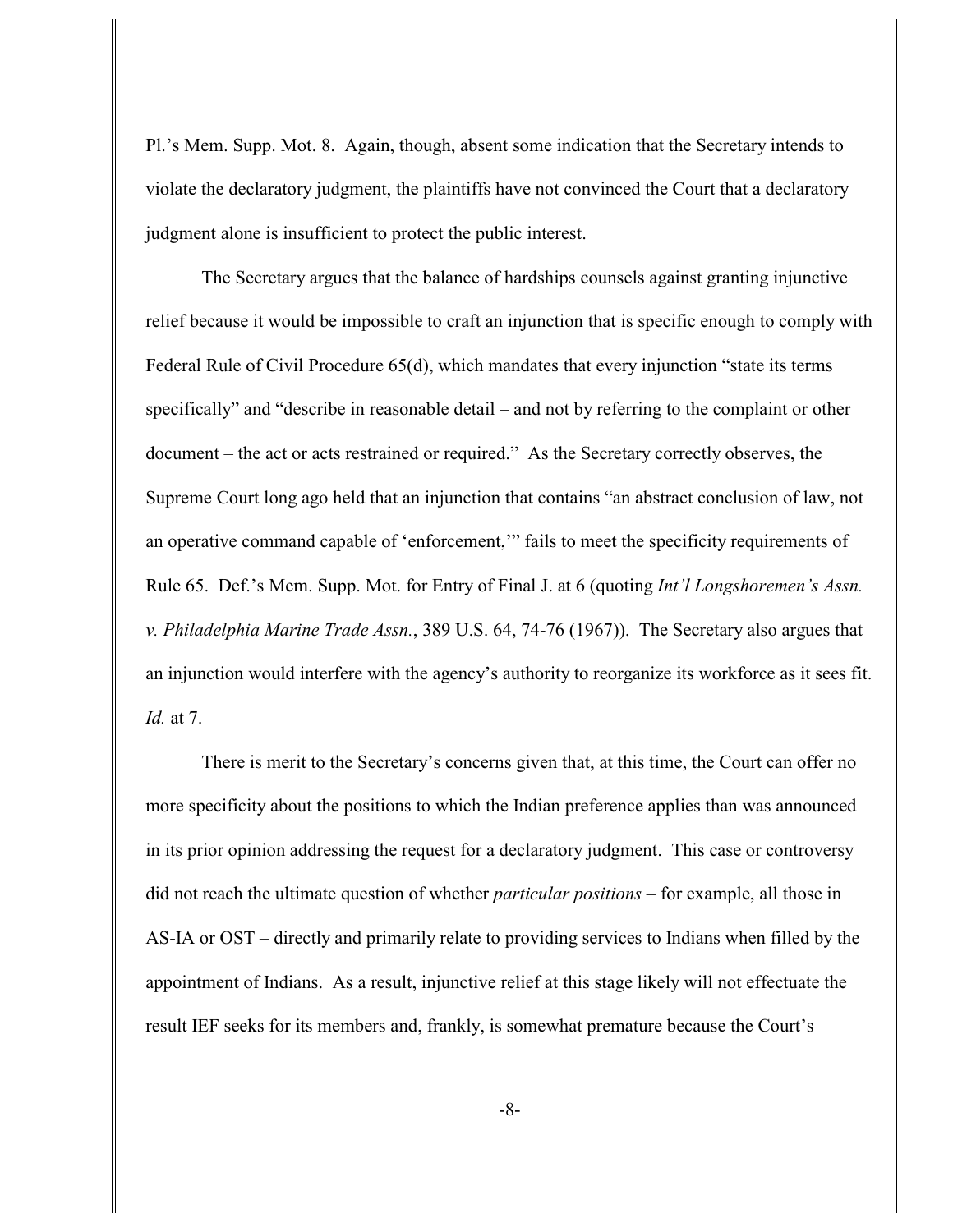Pl.'s Mem. Supp. Mot. 8. Again, though, absent some indication that the Secretary intends to violate the declaratory judgment, the plaintiffs have not convinced the Court that a declaratory judgment alone is insufficient to protect the public interest.

The Secretary argues that the balance of hardships counsels against granting injunctive relief because it would be impossible to craft an injunction that is specific enough to comply with Federal Rule of Civil Procedure 65(d), which mandates that every injunction "state its terms specifically" and "describe in reasonable detail – and not by referring to the complaint or other document – the act or acts restrained or required." As the Secretary correctly observes, the Supreme Court long ago held that an injunction that contains "an abstract conclusion of law, not an operative command capable of 'enforcement,'" fails to meet the specificity requirements of Rule 65. Def.'s Mem. Supp. Mot. for Entry of Final J. at 6 (quoting *Int'l Longshoremen's Assn. v. Philadelphia Marine Trade Assn.*, 389 U.S. 64, 74-76 (1967)). The Secretary also argues that an injunction would interfere with the agency's authority to reorganize its workforce as it sees fit. *Id.* at 7.

There is merit to the Secretary's concerns given that, at this time, the Court can offer no more specificity about the positions to which the Indian preference applies than was announced in its prior opinion addressing the request for a declaratory judgment. This case or controversy did not reach the ultimate question of whether *particular positions* – for example, all those in AS-IA or OST – directly and primarily relate to providing services to Indians when filled by the appointment of Indians. As a result, injunctive relief at this stage likely will not effectuate the result IEF seeks for its members and, frankly, is somewhat premature because the Court's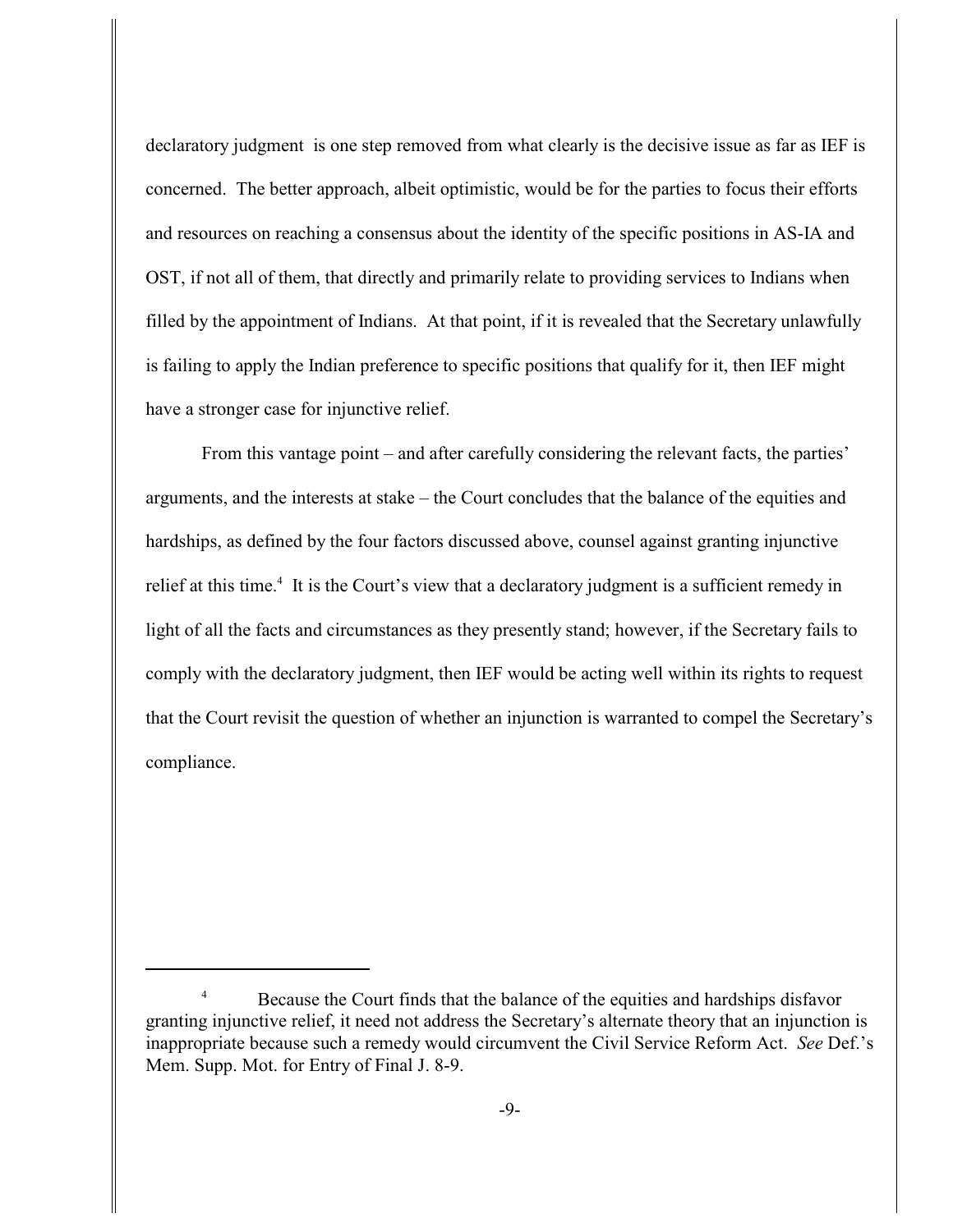declaratory judgment is one step removed from what clearly is the decisive issue as far as IEF is concerned. The better approach, albeit optimistic, would be for the parties to focus their efforts and resources on reaching a consensus about the identity of the specific positions in AS-IA and OST, if not all of them, that directly and primarily relate to providing services to Indians when filled by the appointment of Indians. At that point, if it is revealed that the Secretary unlawfully is failing to apply the Indian preference to specific positions that qualify for it, then IEF might have a stronger case for injunctive relief.

From this vantage point – and after carefully considering the relevant facts, the parties' arguments, and the interests at stake – the Court concludes that the balance of the equities and hardships, as defined by the four factors discussed above, counsel against granting injunctive relief at this time.[4] It is the Court's view that a declaratory judgment is a sufficient remedy in light of all the facts and circumstances as they presently stand; however, if the Secretary fails to comply with the declaratory judgment, then IEF would be acting well within its rights to request that the Court revisit the question of whether an injunction is warranted to compel the Secretary's compliance.

---

[4] Because the Court finds that the balance of the equities and hardships disfavor granting injunctive relief, it need not address the Secretary's alternate theory that an injunction is inappropriate because such a remedy would circumvent the Civil Service Reform Act. *See* Def.'s Mem. Supp. Mot. for Entry of Final J. 8-9.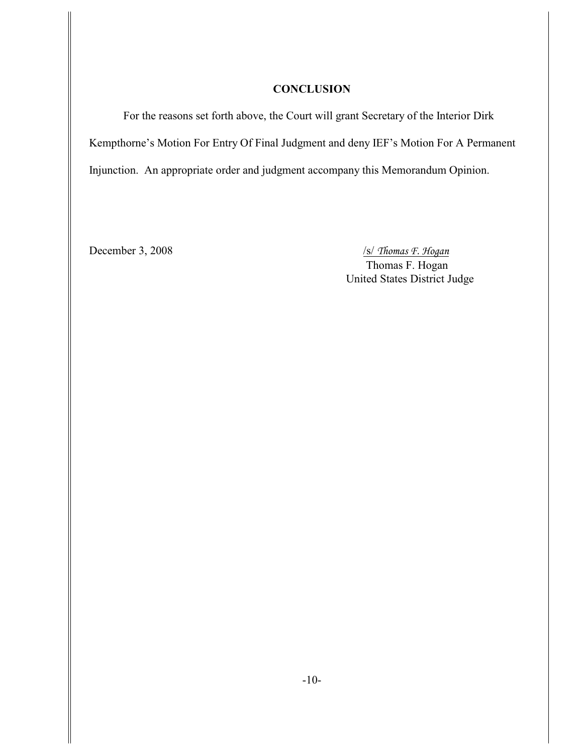## CONCLUSION

For the reasons set forth above, the Court will grant Secretary of the Interior Dirk Kempthorne's Motion For Entry Of Final Judgment and deny IEF's Motion For A Permanent Injunction. An appropriate order and judgment accompany this Memorandum Opinion.

December 3, 2008

/s/ *Thomas F. Hogan*
Thomas F. Hogan
United States District Judge